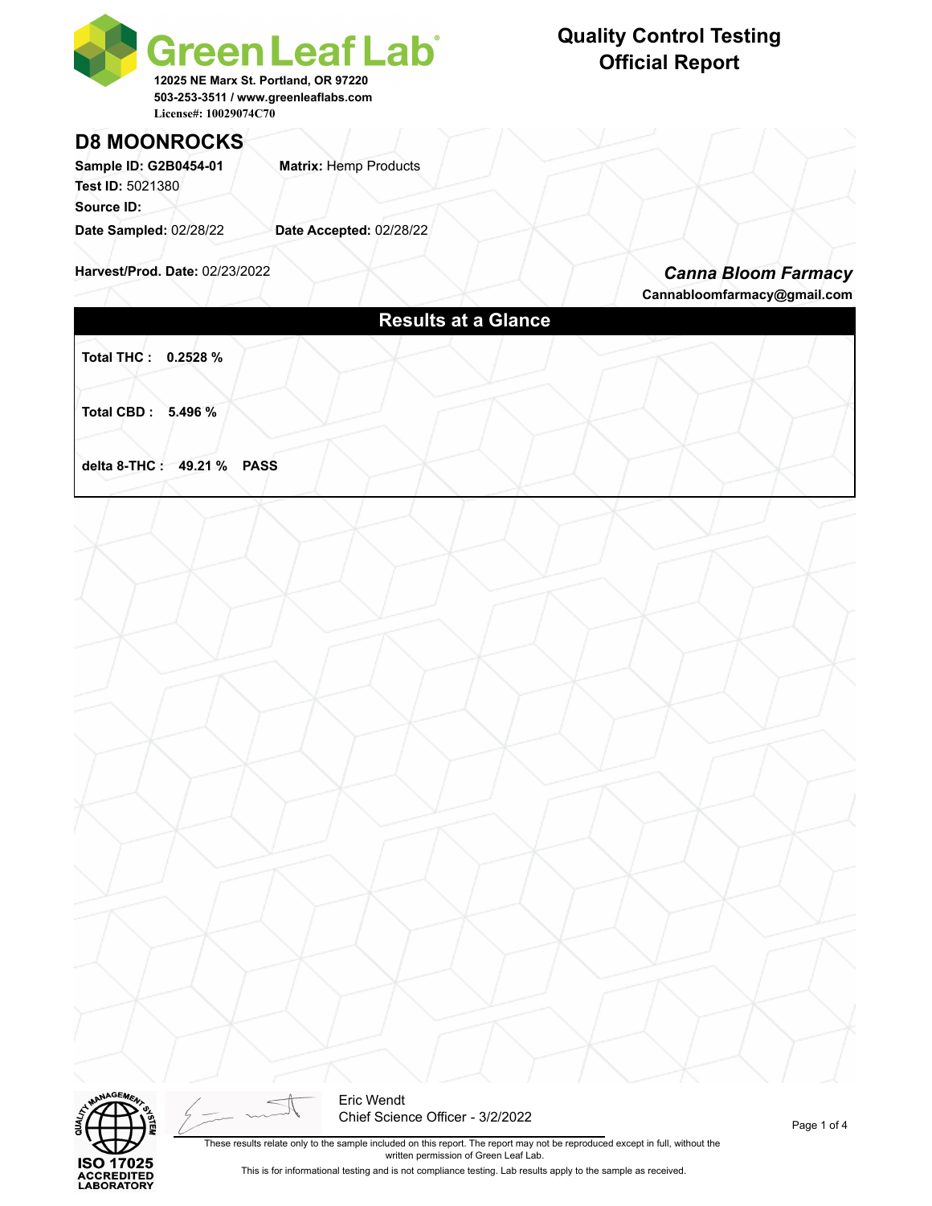**Green Leaf Lab**
12025 NE Marx St. Portland, OR 97220
503-253-3511 / www.greenleaflabs.com
License#: 10029074C70

# Quality Control Testing Official Report

## D8 MOONROCKS

**Sample ID:** G2B0454-01 **Matrix:** Hemp Products
**Test ID:** 5021380
**Source ID:**
**Date Sampled:** 02/28/22 **Date Accepted:** 02/28/22

**Harvest/Prod. Date:** 02/23/2022

***Canna Bloom Farmacy***
Cannabloomfarmacy@gmail.com

## Results at a Glance

**Total THC : 0.2528 %**

**Total CBD : 5.496 %**

**delta 8-THC : 49.21 % PASS**

ISO 17025 ACCREDITED LABORATORY

Eric Wendt
Chief Science Officer - 3/2/2022

These results relate only to the sample included on this report. The report may not be reproduced except in full, without the written permission of Green Leaf Lab.

This is for informational testing and is not compliance testing. Lab results apply to the sample as received.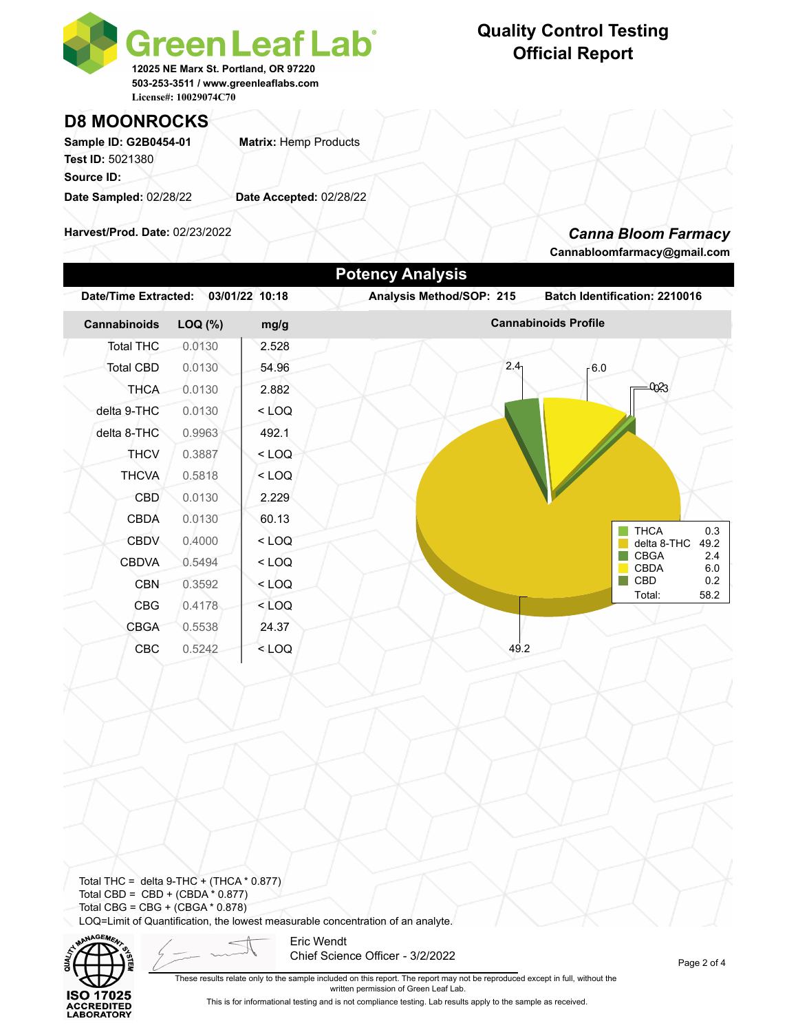Green Leaf Lab

12025 NE Marx St. Portland, OR 97220
503-253-3511 / www.greenleaflabs.com
License#: 10029074C70

# Quality Control Testing Official Report

## D8 MOONROCKS

**Sample ID:** G2B0454-01 **Matrix:** Hemp Products
**Test ID:** 5021380
**Source ID:**
**Date Sampled:** 02/28/22 **Date Accepted:** 02/28/22

**Harvest/Prod. Date:** 02/23/2022

***Canna Bloom Farmacy***
**Cannabloomfarmacy@gmail.com**

## Potency Analysis

**Date/Time Extracted:** 03/01/22 10:18 **Analysis Method/SOP:** 215 **Batch Identification:** 2210016

| Cannabinoids | LOQ (%) | mg/g |
|---|---|---|
| Total THC | 0.0130 | 2.528 |
| Total CBD | 0.0130 | 54.96 |
| THCA | 0.0130 | 2.882 |
| delta 9-THC | 0.0130 | < LOQ |
| delta 8-THC | 0.9963 | 492.1 |
| THCV | 0.3887 | < LOQ |
| THCVA | 0.5818 | < LOQ |
| CBD | 0.0130 | 2.229 |
| CBDA | 0.0130 | 60.13 |
| CBDV | 0.4000 | < LOQ |
| CBDVA | 0.5494 | < LOQ |
| CBN | 0.3592 | < LOQ |
| CBG | 0.4178 | < LOQ |
| CBGA | 0.5538 | 24.37 |
| CBC | 0.5242 | < LOQ |

**Cannabinoids Profile**

| Cannabinoid | % |
|---|---|
| THCA | 0.3 |
| delta 8-THC | 49.2 |
| CBGA | 2.4 |
| CBDA | 6.0 |
| CBD | 0.2 |
| Total: | 58.2 |

Total THC = delta 9-THC + (THCA * 0.877)
Total CBD = CBD + (CBDA * 0.877)
Total CBG = CBG + (CBGA * 0.878)
LOQ=Limit of Quantification, the lowest measurable concentration of an analyte.

ISO 17025 ACCREDITED LABORATORY

Eric Wendt
Chief Science Officer - 3/2/2022

These results relate only to the sample included on this report. The report may not be reproduced except in full, without the written permission of Green Leaf Lab.

This is for informational testing and is not compliance testing. Lab results apply to the sample as received.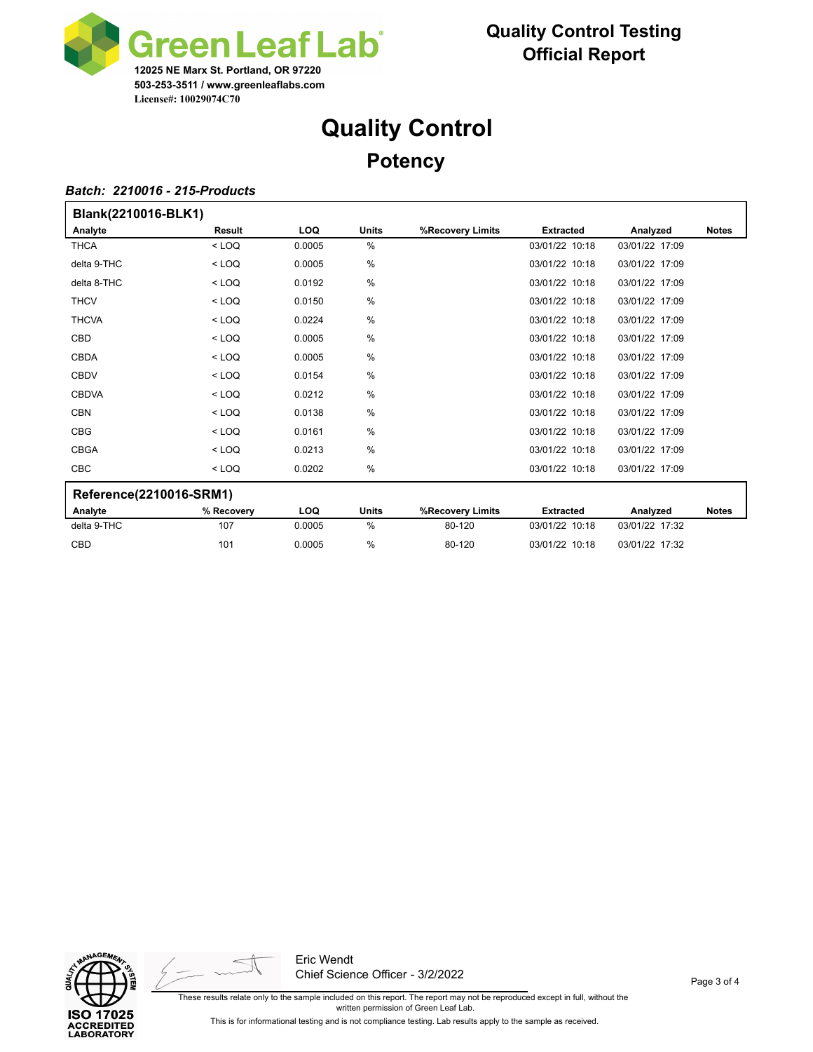# Green Leaf Lab

12025 NE Marx St. Portland, OR 97220
503-253-3511 / www.greenleaflabs.com
License#: 10029074C70

**Quality Control Testing**
**Official Report**

# Quality Control

## Potency

***Batch: 2210016 - 215-Products***

### Blank(2210016-BLK1)

| Analyte | Result | LOQ | Units | %Recovery Limits | Extracted | Analyzed | Notes |
|---|---|---|---|---|---|---|---|
| THCA | < LOQ | 0.0005 | % | | 03/01/22 10:18 | 03/01/22 17:09 | |
| delta 9-THC | < LOQ | 0.0005 | % | | 03/01/22 10:18 | 03/01/22 17:09 | |
| delta 8-THC | < LOQ | 0.0192 | % | | 03/01/22 10:18 | 03/01/22 17:09 | |
| THCV | < LOQ | 0.0150 | % | | 03/01/22 10:18 | 03/01/22 17:09 | |
| THCVA | < LOQ | 0.0224 | % | | 03/01/22 10:18 | 03/01/22 17:09 | |
| CBD | < LOQ | 0.0005 | % | | 03/01/22 10:18 | 03/01/22 17:09 | |
| CBDA | < LOQ | 0.0005 | % | | 03/01/22 10:18 | 03/01/22 17:09 | |
| CBDV | < LOQ | 0.0154 | % | | 03/01/22 10:18 | 03/01/22 17:09 | |
| CBDVA | < LOQ | 0.0212 | % | | 03/01/22 10:18 | 03/01/22 17:09 | |
| CBN | < LOQ | 0.0138 | % | | 03/01/22 10:18 | 03/01/22 17:09 | |
| CBG | < LOQ | 0.0161 | % | | 03/01/22 10:18 | 03/01/22 17:09 | |
| CBGA | < LOQ | 0.0213 | % | | 03/01/22 10:18 | 03/01/22 17:09 | |
| CBC | < LOQ | 0.0202 | % | | 03/01/22 10:18 | 03/01/22 17:09 | |

### Reference(2210016-SRM1)

| Analyte | % Recovery | LOQ | Units | %Recovery Limits | Extracted | Analyzed | Notes |
|---|---|---|---|---|---|---|---|
| delta 9-THC | 107 | 0.0005 | % | 80-120 | 03/01/22 10:18 | 03/01/22 17:32 | |
| CBD | 101 | 0.0005 | % | 80-120 | 03/01/22 10:18 | 03/01/22 17:32 | |

ISO 17025 ACCREDITED LABORATORY

Eric Wendt
Chief Science Officer - 3/2/2022

These results relate only to the sample included on this report. The report may not be reproduced except in full, without the written permission of Green Leaf Lab.

This is for informational testing and is not compliance testing. Lab results apply to the sample as received.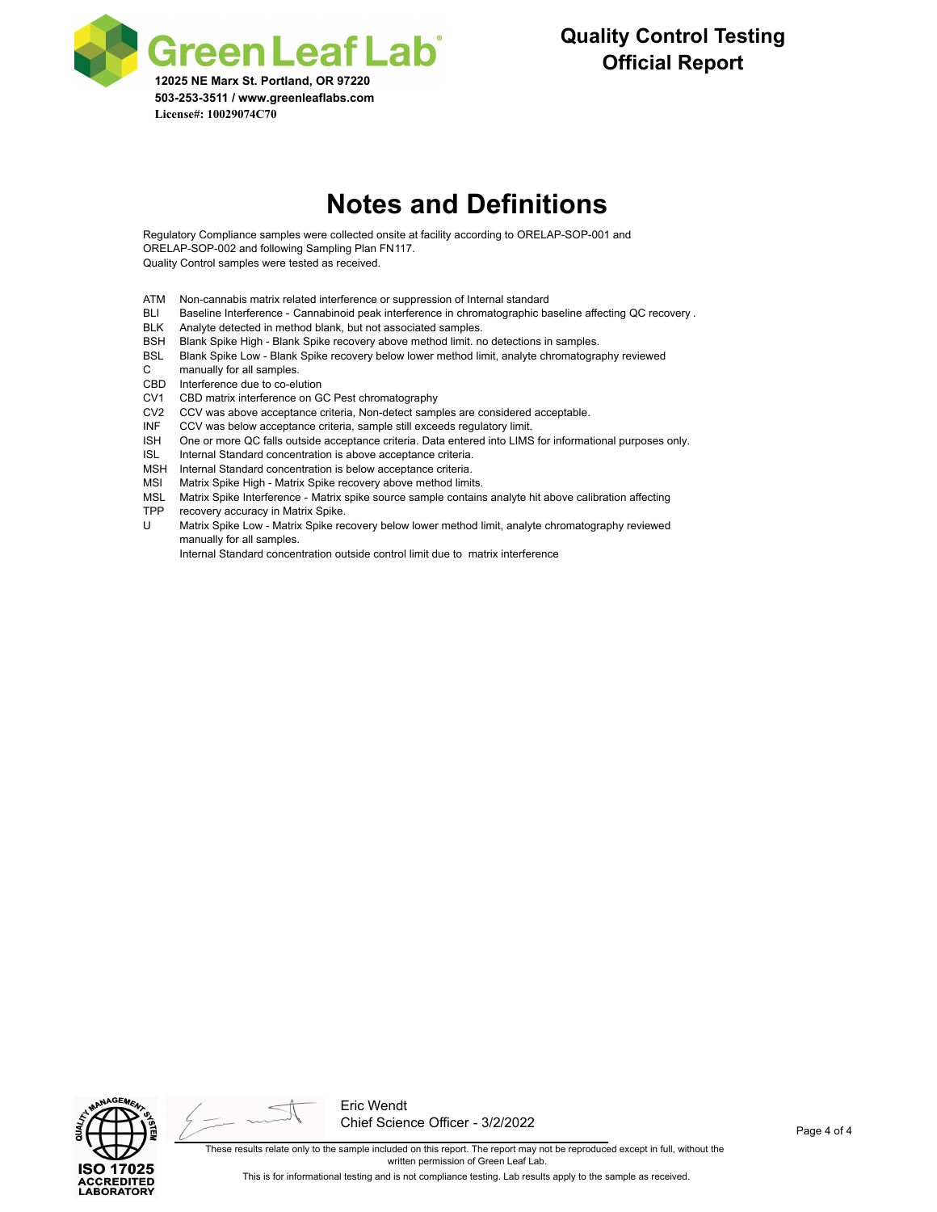# Notes and Definitions

Regulatory Compliance samples were collected onsite at facility according to ORELAP-SOP-001 and ORELAP-SOP-002 and following Sampling Plan FN117.
Quality Control samples were tested as received.

| | |
|---|---|
| ATM | Non-cannabis matrix related interference or suppression of Internal standard |
| BLI | Baseline Interference - Cannabinoid peak interference in chromatographic baseline affecting QC recovery . |
| BLK | Analyte detected in method blank, but not associated samples. |
| BSH | Blank Spike High - Blank Spike recovery above method limit. no detections in samples. |
| BSL | Blank Spike Low - Blank Spike recovery below lower method limit, analyte chromatography reviewed |
| C | manually for all samples. |
| CBD | Interference due to co-elution |
| CV1 | CBD matrix interference on GC Pest chromatography |
| CV2 | CCV was above acceptance criteria, Non-detect samples are considered acceptable. |
| INF | CCV was below acceptance criteria, sample still exceeds regulatory limit. |
| ISH | One or more QC falls outside acceptance criteria. Data entered into LIMS for informational purposes only. |
| ISL | Internal Standard concentration is above acceptance criteria. |
| MSH | Internal Standard concentration is below acceptance criteria. |
| MSI | Matrix Spike High - Matrix Spike recovery above method limits. |
| MSL | Matrix Spike Interference - Matrix spike source sample contains analyte hit above calibration affecting |
| TPP | recovery accuracy in Matrix Spike. |
| U | Matrix Spike Low - Matrix Spike recovery below lower method limit, analyte chromatography reviewed manually for all samples. |
| | Internal Standard concentration outside control limit due to matrix interference |

Eric Wendt
Chief Science Officer - 3/2/2022